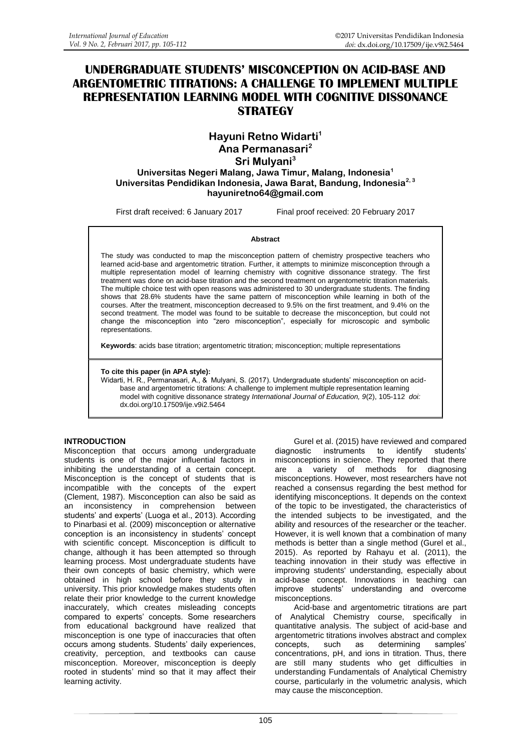# UNDERGRADUATE STUDENTS' MISCONCEPTION ON ACID-BASE AND ARGENTOMETRIC TITRATIONS: A CHALLENGE TO IMPLEMENT MULTIPLE REPRESENTATION LEARNING MODEL WITH COGNITIVE DISSONANCE STRATEGY

**Hayuni Retno Widarti[1]**
**Ana Permanasari[2]**
**Sri Mulyani[3]**

**Universitas Negeri Malang, Jawa Timur, Malang, Indonesia[1]**
**Universitas Pendidikan Indonesia, Jawa Barat, Bandung, Indonesia[2, 3]**
**hayuniretno64@gmail.com**

First draft received: 6 January 2017 Final proof received: 20 February 2017

**Abstract**

The study was conducted to map the misconception pattern of chemistry prospective teachers who learned acid-base and argentometric titration. Further, it attempts to minimize misconception through a multiple representation model of learning chemistry with cognitive dissonance strategy. The first treatment was done on acid-base titration and the second treatment on argentometric titration materials. The multiple choice test with open reasons was administered to 30 undergraduate students. The finding shows that 28.6% students have the same pattern of misconception while learning in both of the courses. After the treatment, misconception decreased to 9.5% on the first treatment, and 9.4% on the second treatment. The model was found to be suitable to decrease the misconception, but could not change the misconception into "zero misconception", especially for microscopic and symbolic representations.

**Keywords**: acids base titration; argentometric titration; misconception; multiple representations

**To cite this paper (in APA style):**
Widarti, H. R., Permanasari, A., & Mulyani, S. (2017). Undergraduate students' misconception on acid-base and argentometric titrations: A challenge to implement multiple representation learning model with cognitive dissonance strategy *International Journal of Education, 9*(2), 105-112 *doi:* dx.doi.org/10.17509/ije.v9i2.5464

## INTRODUCTION

Misconception that occurs among undergraduate students is one of the major influential factors in inhibiting the understanding of a certain concept. Misconception is the concept of students that is incompatible with the concepts of the expert (Clement, 1987). Misconception can also be said as an inconsistency in comprehension between students' and experts' (Luoga et al., 2013). According to Pinarbasi et al. (2009) misconception or alternative conception is an inconsistency in students' concept with scientific concept. Misconception is difficult to change, although it has been attempted so through learning process. Most undergraduate students have their own concepts of basic chemistry, which were obtained in high school before they study in university. This prior knowledge makes students often relate their prior knowledge to the current knowledge inaccurately, which creates misleading concepts compared to experts' concepts. Some researchers from educational background have realized that misconception is one type of inaccuracies that often occurs among students. Students' daily experiences, creativity, perception, and textbooks can cause misconception. Moreover, misconception is deeply rooted in students' mind so that it may affect their learning activity.

Gurel et al. (2015) have reviewed and compared diagnostic instruments to identify students' misconceptions in science. They reported that there are a variety of methods for diagnosing misconceptions. However, most researchers have not reached a consensus regarding the best method for identifying misconceptions. It depends on the context of the topic to be investigated, the characteristics of the intended subjects to be investigated, and the ability and resources of the researcher or the teacher. However, it is well known that a combination of many methods is better than a single method (Gurel et al., 2015). As reported by Rahayu et al. (2011), the teaching innovation in their study was effective in improving students' understanding, especially about acid-base concept. Innovations in teaching can improve students' understanding and overcome misconceptions.

Acid-base and argentometric titrations are part of Analytical Chemistry course, specifically in quantitative analysis. The subject of acid-base and argentometric titrations involves abstract and complex concepts, such as determining samples' concentrations, pH, and ions in titration. Thus, there are still many students who get difficulties in understanding Fundamentals of Analytical Chemistry course, particularly in the volumetric analysis, which may cause the misconception.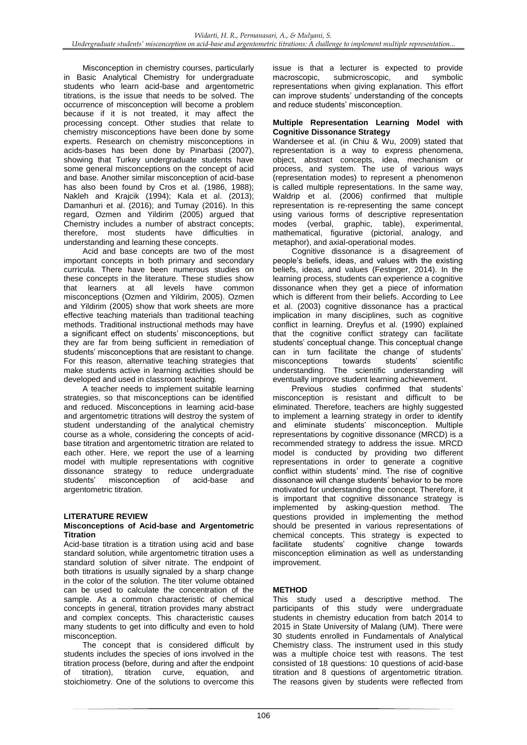Misconception in chemistry courses, particularly in Basic Analytical Chemistry for undergraduate students who learn acid-base and argentometric titrations, is the issue that needs to be solved. The occurrence of misconception will become a problem because if it is not treated, it may affect the processing concept. Other studies that relate to chemistry misconceptions have been done by some experts. Research on chemistry misconceptions in acids-bases has been done by Pinarbasi (2007), showing that Turkey undergraduate students have some general misconceptions on the concept of acid and base. Another similar misconception of acid-base has also been found by Cros et al. (1986, 1988); Nakleh and Krajcik (1994); Kala et al. (2013); Damanhuri et al. (2016); and Tumay (2016). In this regard, Ozmen and Yildirim (2005) argued that Chemistry includes a number of abstract concepts; therefore, most students have difficulties in understanding and learning these concepts.

Acid and base concepts are two of the most important concepts in both primary and secondary curricula. There have been numerous studies on these concepts in the literature. These studies show that learners at all levels have common misconceptions (Ozmen and Yildirim, 2005). Ozmen and Yildirim (2005) show that work sheets are more effective teaching materials than traditional teaching methods. Traditional instructional methods may have a significant effect on students' misconceptions, but they are far from being sufficient in remediation of students' misconceptions that are resistant to change. For this reason, alternative teaching strategies that make students active in learning activities should be developed and used in classroom teaching.

A teacher needs to implement suitable learning strategies, so that misconceptions can be identified and reduced. Misconceptions in learning acid-base and argentometric titrations will destroy the system of student understanding of the analytical chemistry course as a whole, considering the concepts of acid-base titration and argentometric titration are related to each other. Here, we report the use of a learning model with multiple representations with cognitive dissonance strategy to reduce undergraduate students' misconception of acid-base and argentometric titration.

## LITERATURE REVIEW

### Misconceptions of Acid-base and Argentometric Titration

Acid-base titration is a titration using acid and base standard solution, while argentometric titration uses a standard solution of silver nitrate. The endpoint of both titrations is usually signaled by a sharp change in the color of the solution. The titer volume obtained can be used to calculate the concentration of the sample. As a common characteristic of chemical concepts in general, titration provides many abstract and complex concepts. This characteristic causes many students to get into difficulty and even to hold misconception.

The concept that is considered difficult by students includes the species of ions involved in the titration process (before, during and after the endpoint of titration), titration curve, equation, and stoichiometry. One of the solutions to overcome this issue is that a lecturer is expected to provide macroscopic, submicroscopic, and symbolic representations when giving explanation. This effort can improve students' understanding of the concepts and reduce students' misconception.

### Multiple Representation Learning Model with Cognitive Dissonance Strategy

Wandersee et al. (in Chiu & Wu, 2009) stated that representation is a way to express phenomena, object, abstract concepts, idea, mechanism or process, and system. The use of various ways (representation modes) to represent a phenomenon is called multiple representations. In the same way, Waldrip et al. (2006) confirmed that multiple representation is re-representing the same concept using various forms of descriptive representation modes (verbal, graphic, table), experimental, mathematical, figurative (pictorial, analogy, and metaphor), and axial-operational modes.

Cognitive dissonance is a disagreement of people's beliefs, ideas, and values with the existing beliefs, ideas, and values (Festinger, 2014). In the learning process, students can experience a cognitive dissonance when they get a piece of information which is different from their beliefs. According to Lee et al. (2003) cognitive dissonance has a practical implication in many disciplines, such as cognitive conflict in learning. Dreyfus et al. (1990) explained that the cognitive conflict strategy can facilitate students' conceptual change. This conceptual change can in turn facilitate the change of students' misconceptions towards students' scientific understanding. The scientific understanding will eventually improve student learning achievement.

Previous studies confirmed that students' misconception is resistant and difficult to be eliminated. Therefore, teachers are highly suggested to implement a learning strategy in order to identify and eliminate students' misconception. Multiple representations by cognitive dissonance (MRCD) is a recommended strategy to address the issue. MRCD model is conducted by providing two different representations in order to generate a cognitive conflict within students' mind. The rise of cognitive dissonance will change students' behavior to be more motivated for understanding the concept. Therefore, it is important that cognitive dissonance strategy is implemented by asking-question method. The questions provided in implementing the method should be presented in various representations of chemical concepts. This strategy is expected to facilitate students' cognitive change towards misconception elimination as well as understanding improvement.

## METHOD

This study used a descriptive method. The participants of this study were undergraduate students in chemistry education from batch 2014 to 2015 in State University of Malang (UM). There were 30 students enrolled in Fundamentals of Analytical Chemistry class. The instrument used in this study was a multiple choice test with reasons. The test consisted of 18 questions: 10 questions of acid-base titration and 8 questions of argentometric titration. The reasons given by students were reflected from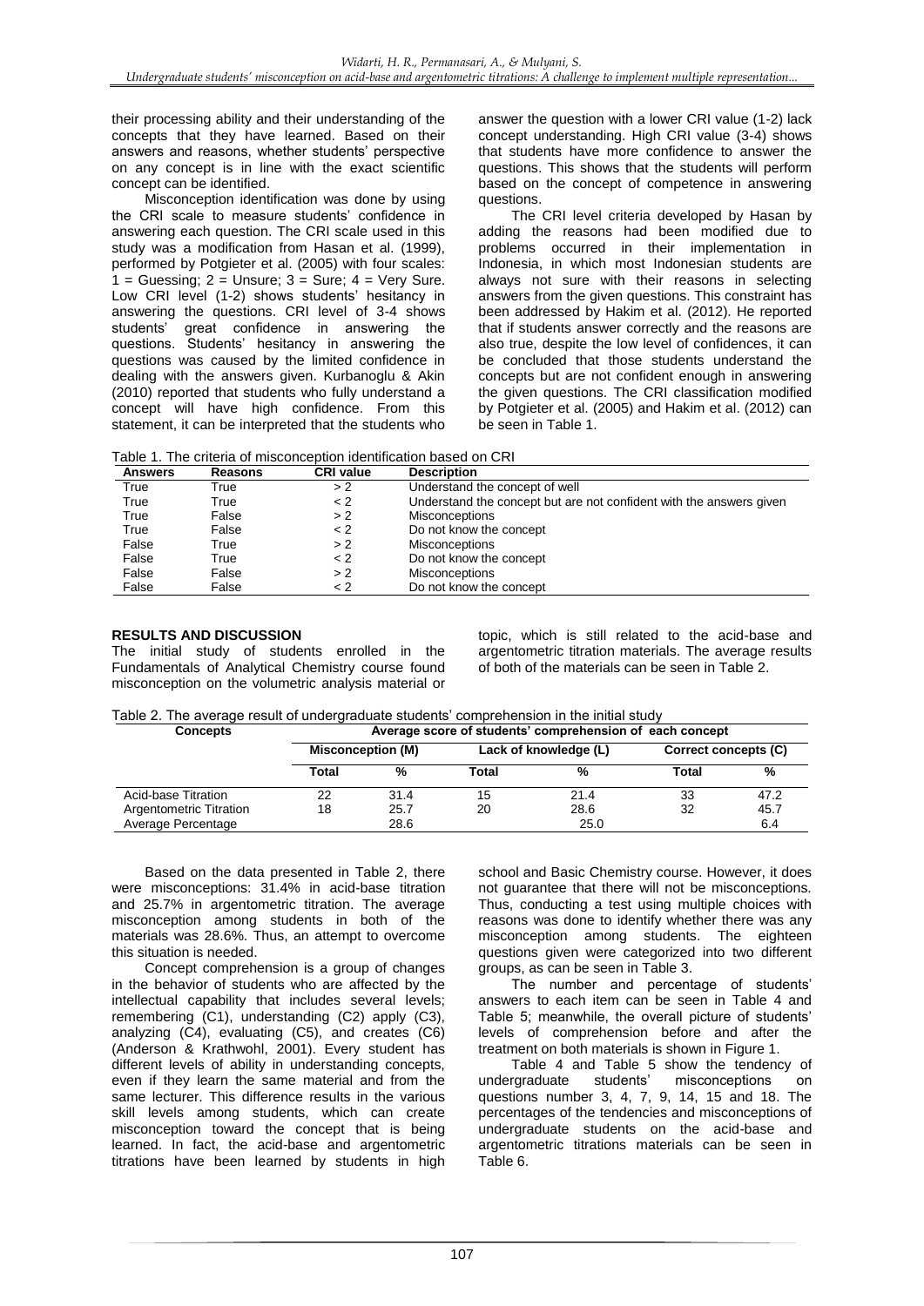their processing ability and their understanding of the concepts that they have learned. Based on their answers and reasons, whether students' perspective on any concept is in line with the exact scientific concept can be identified.

Misconception identification was done by using the CRI scale to measure students' confidence in answering each question. The CRI scale used in this study was a modification from Hasan et al. (1999), performed by Potgieter et al. (2005) with four scales: 1 = Guessing; 2 = Unsure; 3 = Sure; 4 = Very Sure. Low CRI level (1-2) shows students' hesitancy in answering the questions. CRI level of 3-4 shows students' great confidence in answering the questions. Students' hesitancy in answering the questions was caused by the limited confidence in dealing with the answers given. Kurbanoglu & Akin (2010) reported that students who fully understand a concept will have high confidence. From this statement, it can be interpreted that the students who answer the question with a lower CRI value (1-2) lack concept understanding. High CRI value (3-4) shows that students have more confidence to answer the questions. This shows that the students will perform based on the concept of competence in answering questions.

The CRI level criteria developed by Hasan by adding the reasons had been modified due to problems occurred in their implementation in Indonesia, in which most Indonesian students are always not sure with their reasons in selecting answers from the given questions. This constraint has been addressed by Hakim et al. (2012). He reported that if students answer correctly and the reasons are also true, despite the low level of confidences, it can be concluded that those students understand the concepts but are not confident enough in answering the given questions. The CRI classification modified by Potgieter et al. (2005) and Hakim et al. (2012) can be seen in Table 1.

Table 1. The criteria of misconception identification based on CRI

| Answers | Reasons | CRI value | Description |
|---|---|---|---|
| True | True | > 2 | Understand the concept of well |
| True | True | < 2 | Understand the concept but are not confident with the answers given |
| True | False | > 2 | Misconceptions |
| True | False | < 2 | Do not know the concept |
| False | True | > 2 | Misconceptions |
| False | True | < 2 | Do not know the concept |
| False | False | > 2 | Misconceptions |
| False | False | < 2 | Do not know the concept |

## RESULTS AND DISCUSSION

The initial study of students enrolled in the Fundamentals of Analytical Chemistry course found misconception on the volumetric analysis material or topic, which is still related to the acid-base and argentometric titration materials. The average results of both of the materials can be seen in Table 2.

Table 2. The average result of undergraduate students' comprehension in the initial study

| Concepts | Average score of students' comprehension of each concept | | | | | |
|---|---|---|---|---|---|---|
| | Misconception (M) | | Lack of knowledge (L) | | Correct concepts (C) | |
| | Total | % | Total | % | Total | % |
| Acid-base Titration | 22 | 31.4 | 15 | 21.4 | 33 | 47.2 |
| Argentometric Titration | 18 | 25.7 | 20 | 28.6 | 32 | 45.7 |
| Average Percentage | | 28.6 | | 25.0 | | 6.4 |

Based on the data presented in Table 2, there were misconceptions: 31.4% in acid-base titration and 25.7% in argentometric titration. The average misconception among students in both of the materials was 28.6%. Thus, an attempt to overcome this situation is needed.

Concept comprehension is a group of changes in the behavior of students who are affected by the intellectual capability that includes several levels; remembering (C1), understanding (C2) apply (C3), analyzing (C4), evaluating (C5), and creates (C6) (Anderson & Krathwohl, 2001). Every student has different levels of ability in understanding concepts, even if they learn the same material and from the same lecturer. This difference results in the various skill levels among students, which can create misconception toward the concept that is being learned. In fact, the acid-base and argentometric titrations have been learned by students in high school and Basic Chemistry course. However, it does not guarantee that there will not be misconceptions. Thus, conducting a test using multiple choices with reasons was done to identify whether there was any misconception among students. The eighteen questions given were categorized into two different groups, as can be seen in Table 3.

The number and percentage of students' answers to each item can be seen in Table 4 and Table 5; meanwhile, the overall picture of students' levels of comprehension before and after the treatment on both materials is shown in Figure 1.

Table 4 and Table 5 show the tendency of undergraduate students' misconceptions on questions number 3, 4, 7, 9, 14, 15 and 18. The percentages of the tendencies and misconceptions of undergraduate students on the acid-base and argentometric titrations materials can be seen in Table 6.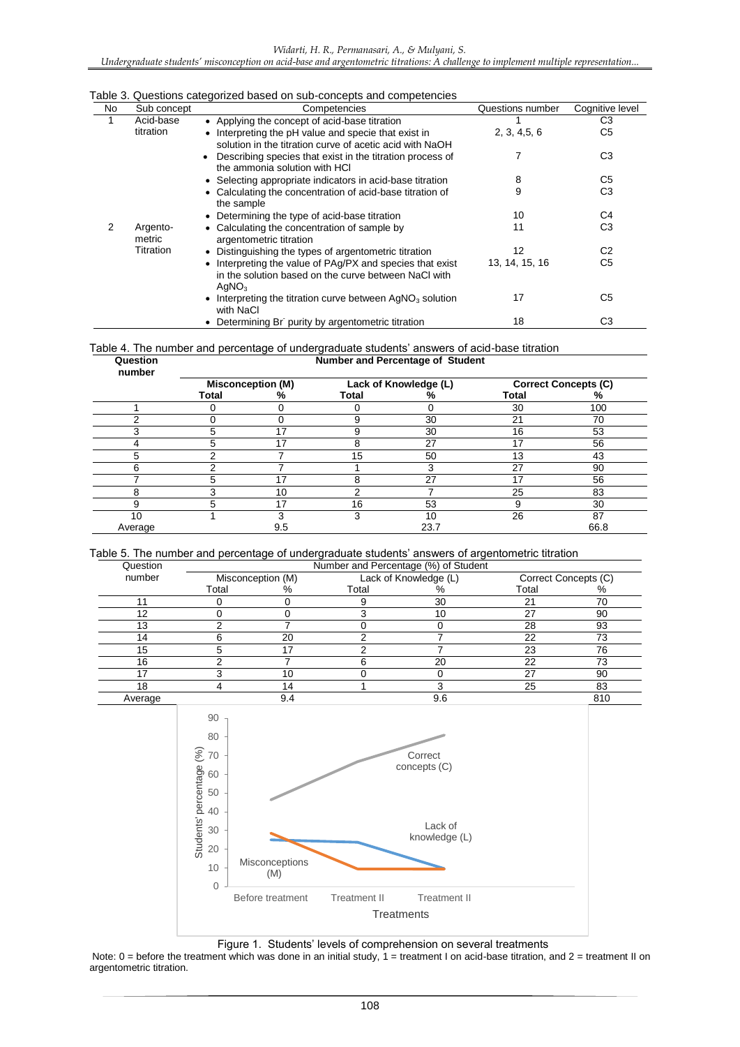Table 3. Questions categorized based on sub-concepts and competencies

| No | Sub concept | Competencies | Questions number | Cognitive level |
|---|---|---|---|---|
| 1 | Acid-base titration | • Applying the concept of acid-base titration | 1 | C3 |
| | | • Interpreting the pH value and specie that exist in solution in the titration curve of acetic acid with NaOH | 2, 3, 4,5, 6 | C5 |
| | | • Describing species that exist in the titration process of the ammonia solution with HCl | 7 | C3 |
| | | • Selecting appropriate indicators in acid-base titration | 8 | C5 |
| | | • Calculating the concentration of acid-base titration of the sample | 9 | C3 |
| | | • Determining the type of acid-base titration | 10 | C4 |
| 2 | Argento-metric Titration | • Calculating the concentration of sample by argentometric titration | 11 | C3 |
| | | • Distinguishing the types of argentometric titration | 12 | C2 |
| | | • Interpreting the value of PAg/PX and species that exist in the solution based on the curve between NaCl with $AgNO_3$ | 13, 14, 15, 16 | C5 |
| | | • Interpreting the titration curve between $AgNO_3$ solution with NaCl | 17 | C5 |
| | | • Determining $Br^-$ purity by argentometric titration | 18 | C3 |

Table 4. The number and percentage of undergraduate students' answers of acid-base titration

| Question number | Number and Percentage of Student | | | | | |
|---|---|---|---|---|---|---|
| | Misconception (M) | | Lack of Knowledge (L) | | Correct Concepts (C) | |
| | Total | % | Total | % | Total | % |
| 1 | 0 | 0 | 0 | 0 | 30 | 100 |
| 2 | 0 | 0 | 9 | 30 | 21 | 70 |
| 3 | 5 | 17 | 9 | 30 | 16 | 53 |
| 4 | 5 | 17 | 8 | 27 | 17 | 56 |
| 5 | 2 | 7 | 15 | 50 | 13 | 43 |
| 6 | 2 | 7 | 1 | 3 | 27 | 90 |
| 7 | 5 | 17 | 8 | 27 | 17 | 56 |
| 8 | 3 | 10 | 2 | 7 | 25 | 83 |
| 9 | 5 | 17 | 16 | 53 | 9 | 30 |
| 10 | 1 | 3 | 3 | 10 | 26 | 87 |
| Average | | 9.5 | | 23.7 | | 66.8 |

Table 5. The number and percentage of undergraduate students' answers of argentometric titration

| Question number | Number and Percentage (%) of Student | | | | | |
|---|---|---|---|---|---|---|
| | Misconception (M) | | Lack of Knowledge (L) | | Correct Concepts (C) | |
| | Total | % | Total | % | Total | % |
| 11 | 0 | 0 | 9 | 30 | 21 | 70 |
| 12 | 0 | 0 | 3 | 10 | 27 | 90 |
| 13 | 2 | 7 | 0 | 0 | 28 | 93 |
| 14 | 6 | 20 | 2 | 7 | 22 | 73 |
| 15 | 5 | 17 | 2 | 7 | 23 | 76 |
| 16 | 2 | 7 | 6 | 20 | 22 | 73 |
| 17 | 3 | 10 | 0 | 0 | 27 | 90 |
| 18 | 4 | 14 | 1 | 3 | 25 | 83 |
| Average | | 9.4 | | 9.6 | | 810 |

Figure 1. Students' levels of comprehension on several treatments

Note: 0 = before the treatment which was done in an initial study, 1 = treatment I on acid-base titration, and 2 = treatment II on argentometric titration.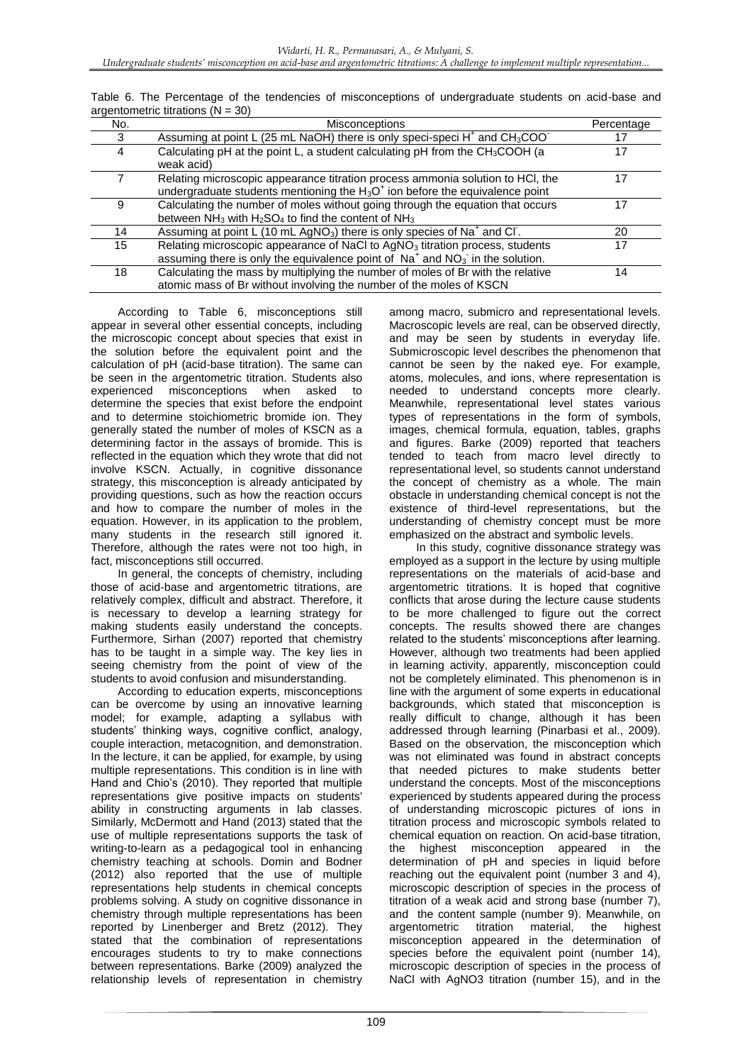Table 6. The Percentage of the tendencies of misconceptions of undergraduate students on acid-base and argentometric titrations (N = 30)

| No. | Misconceptions | Percentage |
|---|---|---|
| 3 | Assuming at point L (25 mL NaOH) there is only speci-speci $H^+$ and $CH_3COO^-$ | 17 |
| 4 | Calculating pH at the point L, a student calculating pH from the $CH_3COOH$ (a weak acid) | 17 |
| 7 | Relating microscopic appearance titration process ammonia solution to HCl, the undergraduate students mentioning the $H_3O^+$ ion before the equivalence point | 17 |
| 9 | Calculating the number of moles without going through the equation that occurs between $NH_3$ with $H_2SO_4$ to find the content of $NH_3$ | 17 |
| 14 | Assuming at point L (10 mL $AgNO_3$) there is only species of $Na^+$ and $Cl^-$. | 20 |
| 15 | Relating microscopic appearance of NaCl to $AgNO_3$ titration process, students assuming there is only the equivalence point of $Na^+$ and $NO_3^-$ in the solution. | 17 |
| 18 | Calculating the mass by multiplying the number of moles of Br with the relative atomic mass of Br without involving the number of the moles of KSCN | 14 |

According to Table 6, misconceptions still appear in several other essential concepts, including the microscopic concept about species that exist in the solution before the equivalent point and the calculation of pH (acid-base titration). The same can be seen in the argentometric titration. Students also experienced misconceptions when asked to determine the species that exist before the endpoint and to determine stoichiometric bromide ion. They generally stated the number of moles of KSCN as a determining factor in the assays of bromide. This is reflected in the equation which they wrote that did not involve KSCN. Actually, in cognitive dissonance strategy, this misconception is already anticipated by providing questions, such as how the reaction occurs and how to compare the number of moles in the equation. However, in its application to the problem, many students in the research still ignored it. Therefore, although the rates were not too high, in fact, misconceptions still occurred.

In general, the concepts of chemistry, including those of acid-base and argentometric titrations, are relatively complex, difficult and abstract. Therefore, it is necessary to develop a learning strategy for making students easily understand the concepts. Furthermore, Sirhan (2007) reported that chemistry has to be taught in a simple way. The key lies in seeing chemistry from the point of view of the students to avoid confusion and misunderstanding.

According to education experts, misconceptions can be overcome by using an innovative learning model; for example, adapting a syllabus with students' thinking ways, cognitive conflict, analogy, couple interaction, metacognition, and demonstration. In the lecture, it can be applied, for example, by using multiple representations. This condition is in line with Hand and Chio's (2010). They reported that multiple representations give positive impacts on students' ability in constructing arguments in lab classes. Similarly, McDermott and Hand (2013) stated that the use of multiple representations supports the task of writing-to-learn as a pedagogical tool in enhancing chemistry teaching at schools. Domin and Bodner (2012) also reported that the use of multiple representations help students in chemical concepts problems solving. A study on cognitive dissonance in chemistry through multiple representations has been reported by Linenberger and Bretz (2012). They stated that the combination of representations encourages students to try to make connections between representations. Barke (2009) analyzed the relationship levels of representation in chemistry among macro, submicro and representational levels. Macroscopic levels are real, can be observed directly, and may be seen by students in everyday life. Submicroscopic level describes the phenomenon that cannot be seen by the naked eye. For example, atoms, molecules, and ions, where representation is needed to understand concepts more clearly. Meanwhile, representational level states various types of representations in the form of symbols, images, chemical formula, equation, tables, graphs and figures. Barke (2009) reported that teachers tended to teach from macro level directly to representational level, so students cannot understand the concept of chemistry as a whole. The main obstacle in understanding chemical concept is not the existence of third-level representations, but the understanding of chemistry concept must be more emphasized on the abstract and symbolic levels.

In this study, cognitive dissonance strategy was employed as a support in the lecture by using multiple representations on the materials of acid-base and argentometric titrations. It is hoped that cognitive conflicts that arose during the lecture cause students to be more challenged to figure out the correct concepts. The results showed there are changes related to the students' misconceptions after learning. However, although two treatments had been applied in learning activity, apparently, misconception could not be completely eliminated. This phenomenon is in line with the argument of some experts in educational backgrounds, which stated that misconception is really difficult to change, although it has been addressed through learning (Pinarbasi et al., 2009). Based on the observation, the misconception which was not eliminated was found in abstract concepts that needed pictures to make students better understand the concepts. Most of the misconceptions experienced by students appeared during the process of understanding microscopic pictures of ions in titration process and microscopic symbols related to chemical equation on reaction. On acid-base titration, the highest misconception appeared in the determination of pH and species in liquid before reaching out the equivalent point (number 3 and 4), microscopic description of species in the process of titration of a weak acid and strong base (number 7), and the content sample (number 9). Meanwhile, on argentometric titration material, the highest misconception appeared in the determination of species before the equivalent point (number 14), microscopic description of species in the process of NaCl with AgNO3 titration (number 15), and in the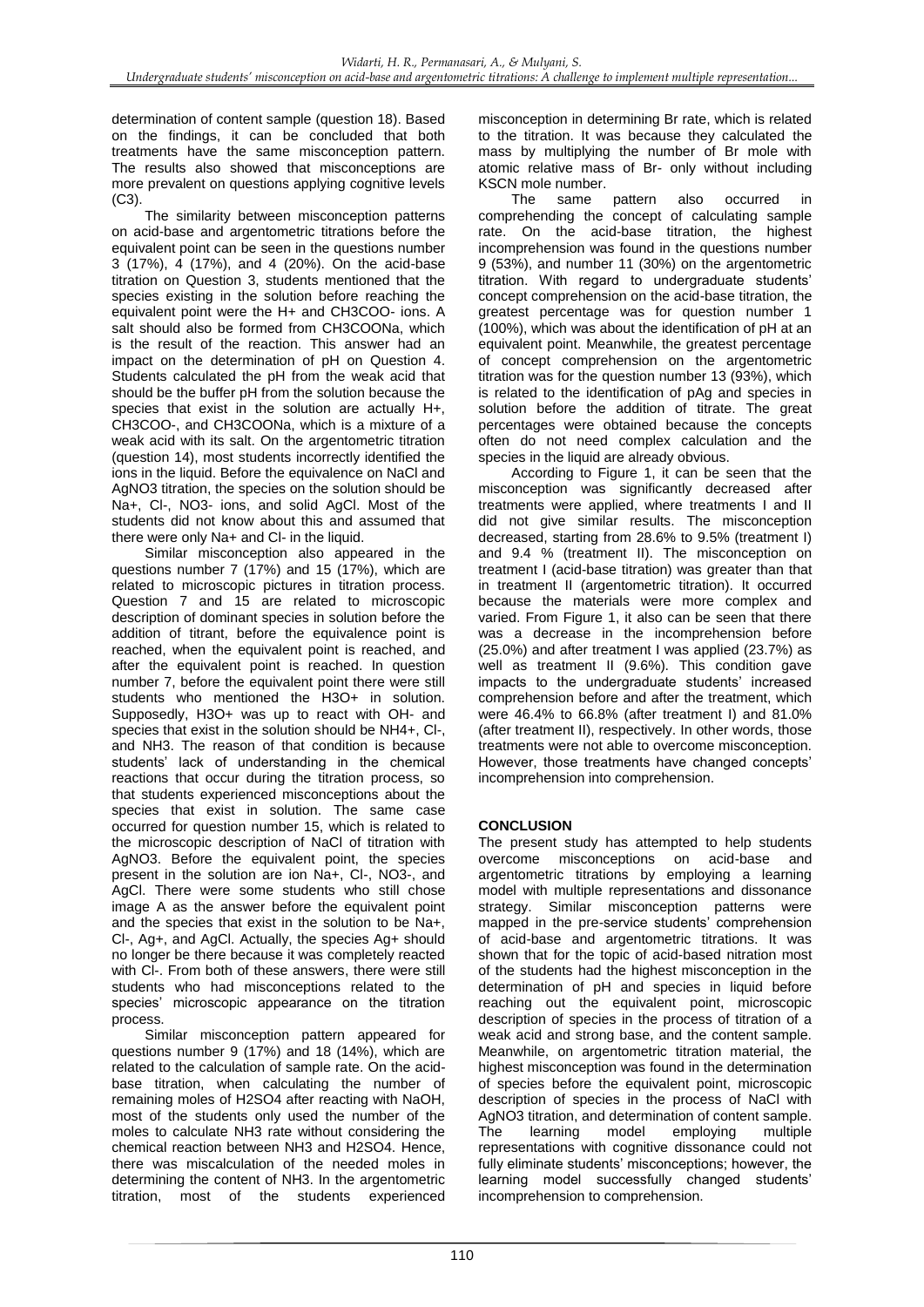determination of content sample (question 18). Based on the findings, it can be concluded that both treatments have the same misconception pattern. The results also showed that misconceptions are more prevalent on questions applying cognitive levels (C3).

The similarity between misconception patterns on acid-base and argentometric titrations before the equivalent point can be seen in the questions number 3 (17%), 4 (17%), and 4 (20%). On the acid-base titration on Question 3, students mentioned that the species existing in the solution before reaching the equivalent point were the $H^+$ and $CH_3COO^-$ ions. A salt should also be formed from $CH_3COONa$, which is the result of the reaction. This answer had an impact on the determination of pH on Question 4. Students calculated the pH from the weak acid that should be the buffer pH from the solution because the species that exist in the solution are actually $H^+$, $CH_3COO^-$, and $CH_3COONa$, which is a mixture of a weak acid with its salt. On the argentometric titration (question 14), most students incorrectly identified the ions in the liquid. Before the equivalence on NaCl and $AgNO_3$ titration, the species on the solution should be $Na^+$, $Cl^-$, $NO_3^-$ ions, and solid AgCl. Most of the students did not know about this and assumed that there were only $Na^+$ and $Cl^-$ in the liquid.

Similar misconception also appeared in the questions number 7 (17%) and 15 (17%), which are related to microscopic pictures in titration process. Question 7 and 15 are related to microscopic description of dominant species in solution before the addition of titrant, before the equivalence point is reached, when the equivalent point is reached, and after the equivalent point is reached. In question number 7, before the equivalent point there were still students who mentioned the $H_3O^+$ in solution. Supposedly, $H_3O^+$ was up to react with $OH^-$ and species that exist in the solution should be $NH_4^+$, $Cl^-$, and $NH_3$. The reason of that condition is because students' lack of understanding in the chemical reactions that occur during the titration process, so that students experienced misconceptions about the species that exist in solution. The same case occurred for question number 15, which is related to the microscopic description of NaCl of titration with $AgNO_3$. Before the equivalent point, the species present in the solution are ion $Na^+$, $Cl^-$, $NO_3^-$, and AgCl. There were some students who still chose image A as the answer before the equivalent point and the species that exist in the solution to be $Na^+$, $Cl^-$, $Ag^+$, and AgCl. Actually, the species $Ag^+$ should no longer be there because it was completely reacted with $Cl^-$. From both of these answers, there were still students who had misconceptions related to the species' microscopic appearance on the titration process.

Similar misconception pattern appeared for questions number 9 (17%) and 18 (14%), which are related to the calculation of sample rate. On the acid-base titration, when calculating the number of remaining moles of $H_2SO_4$ after reacting with NaOH, most of the students only used the number of the moles to calculate $NH_3$ rate without considering the chemical reaction between $NH_3$ and $H_2SO_4$. Hence, there was miscalculation of the needed moles in determining the content of $NH_3$. In the argentometric titration, most of the students experienced misconception in determining Br rate, which is related to the titration. It was because they calculated the mass by multiplying the number of Br mole with atomic relative mass of $Br^-$ only without including KSCN mole number.

The same pattern also occurred in comprehending the concept of calculating sample rate. On the acid-base titration, the highest incomprehension was found in the questions number 9 (53%), and number 11 (30%) on the argentometric titration. With regard to undergraduate students' concept comprehension on the acid-base titration, the greatest percentage was for question number 1 (100%), which was about the identification of pH at an equivalent point. Meanwhile, the greatest percentage of concept comprehension on the argentometric titration was for the question number 13 (93%), which is related to the identification of pAg and species in solution before the addition of titrate. The great percentages were obtained because the concepts often do not need complex calculation and the species in the liquid are already obvious.

According to Figure 1, it can be seen that the misconception was significantly decreased after treatments were applied, where treatments I and II did not give similar results. The misconception decreased, starting from 28.6% to 9.5% (treatment I) and 9.4 % (treatment II). The misconception on treatment I (acid-base titration) was greater than that in treatment II (argentometric titration). It occurred because the materials were more complex and varied. From Figure 1, it also can be seen that there was a decrease in the incomprehension before (25.0%) and after treatment I was applied (23.7%) as well as treatment II (9.6%). This condition gave impacts to the undergraduate students' increased comprehension before and after the treatment, which were 46.4% to 66.8% (after treatment I) and 81.0% (after treatment II), respectively. In other words, those treatments were not able to overcome misconception. However, those treatments have changed concepts' incomprehension into comprehension.

## CONCLUSION

The present study has attempted to help students overcome misconceptions on acid-base and argentometric titrations by employing a learning model with multiple representations and dissonance strategy. Similar misconception patterns were mapped in the pre-service students' comprehension of acid-base and argentometric titrations. It was shown that for the topic of acid-based nitration most of the students had the highest misconception in the determination of pH and species in liquid before reaching out the equivalent point, microscopic description of species in the process of titration of a weak acid and strong base, and the content sample. Meanwhile, on argentometric titration material, the highest misconception was found in the determination of species before the equivalent point, microscopic description of species in the process of NaCl with $AgNO_3$ titration, and determination of content sample. The learning model employing multiple representations with cognitive dissonance could not fully eliminate students' misconceptions; however, the learning model successfully changed students' incomprehension to comprehension.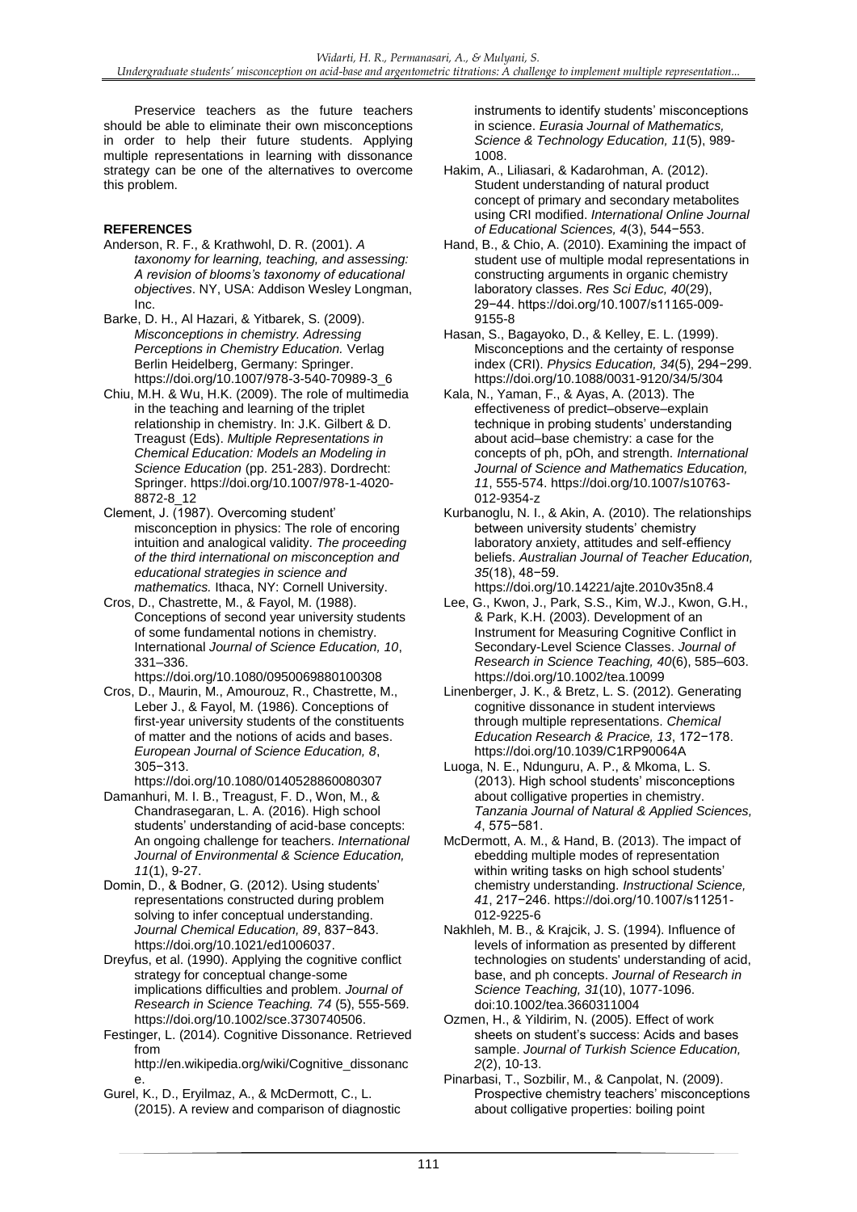Preservice teachers as the future teachers should be able to eliminate their own misconceptions in order to help their future students. Applying multiple representations in learning with dissonance strategy can be one of the alternatives to overcome this problem.

## REFERENCES

Anderson, R. F., & Krathwohl, D. R. (2001). *A taxonomy for learning, teaching, and assessing: A revision of blooms's taxonomy of educational objectives*. NY, USA: Addison Wesley Longman, Inc.

Barke, D. H., Al Hazari, & Yitbarek, S. (2009). *Misconceptions in chemistry. Adressing Perceptions in Chemistry Education.* Verlag Berlin Heidelberg, Germany: Springer. https://doi.org/10.1007/978-3-540-70989-3_6

Chiu, M.H. & Wu, H.K. (2009). The role of multimedia in the teaching and learning of the triplet relationship in chemistry. In: J.K. Gilbert & D. Treagust (Eds). *Multiple Representations in Chemical Education: Models an Modeling in Science Education* (pp. 251-283). Dordrecht: Springer. https://doi.org/10.1007/978-1-4020-8872-8_12

Clement, J. (1987). Overcoming student' misconception in physics: The role of encoring intuition and analogical validity. *The proceeding of the third international on misconception and educational strategies in science and mathematics.* Ithaca, NY: Cornell University.

Cros, D., Chastrette, M., & Fayol, M. (1988). Conceptions of second year university students of some fundamental notions in chemistry. International *Journal of Science Education, 10*, 331–336. https://doi.org/10.1080/0950069880100308

Cros, D., Maurin, M., Amourouz, R., Chastrette, M., Leber J., & Fayol, M. (1986). Conceptions of first-year university students of the constituents of matter and the notions of acids and bases. *European Journal of Science Education, 8*, 305−313. https://doi.org/10.1080/0140528860080307

Damanhuri, M. I. B., Treagust, F. D., Won, M., & Chandrasegaran, L. A. (2016). High school students' understanding of acid-base concepts: An ongoing challenge for teachers. *International Journal of Environmental & Science Education, 11*(1), 9-27.

Domin, D., & Bodner, G. (2012). Using students' representations constructed during problem solving to infer conceptual understanding. *Journal Chemical Education, 89*, 837−843. https://doi.org/10.1021/ed1006037.

Dreyfus, et al. (1990). Applying the cognitive conflict strategy for conceptual change-some implications difficulties and problem. *Journal of Research in Science Teaching. 74* (5), 555-569. https://doi.org/10.1002/sce.3730740506.

Festinger, L. (2014). Cognitive Dissonance. Retrieved from http://en.wikipedia.org/wiki/Cognitive_dissonance.

Gurel, K., D., Eryilmaz, A., & McDermott, C., L. (2015). A review and comparison of diagnostic instruments to identify students' misconceptions in science. *Eurasia Journal of Mathematics, Science & Technology Education, 11*(5), 989-1008.

Hakim, A., Liliasari, & Kadarohman, A. (2012). Student understanding of natural product concept of primary and secondary metabolites using CRI modified. *International Online Journal of Educational Sciences, 4*(3), 544−553.

Hand, B., & Chio, A. (2010). Examining the impact of student use of multiple modal representations in constructing arguments in organic chemistry laboratory classes. *Res Sci Educ, 40*(29), 29−44. https://doi.org/10.1007/s11165-009-9155-8

Hasan, S., Bagayoko, D., & Kelley, E. L. (1999). Misconceptions and the certainty of response index (CRI). *Physics Education, 34*(5), 294−299. https://doi.org/10.1088/0031-9120/34/5/304

Kala, N., Yaman, F., & Ayas, A. (2013). The effectiveness of predict–observe–explain technique in probing students' understanding about acid–base chemistry: a case for the concepts of ph, pOh, and strength. *International Journal of Science and Mathematics Education, 11*, 555-574. https://doi.org/10.1007/s10763-012-9354-z

Kurbanoglu, N. I., & Akin, A. (2010). The relationships between university students' chemistry laboratory anxiety, attitudes and self-effiency beliefs. *Australian Journal of Teacher Education, 35*(18), 48−59. https://doi.org/10.14221/ajte.2010v35n8.4

Lee, G., Kwon, J., Park, S.S., Kim, W.J., Kwon, G.H., & Park, K.H. (2003). Development of an Instrument for Measuring Cognitive Conflict in Secondary-Level Science Classes. *Journal of Research in Science Teaching, 40*(6), 585–603. https://doi.org/10.1002/tea.10099

Linenberger, J. K., & Bretz, L. S. (2012). Generating cognitive dissonance in student interviews through multiple representations. *Chemical Education Research & Pracice, 13*, 172−178. https://doi.org/10.1039/C1RP90064A

Luoga, N. E., Ndunguru, A. P., & Mkoma, L. S. (2013). High school students' misconceptions about colligative properties in chemistry. *Tanzania Journal of Natural & Applied Sciences, 4*, 575−581.

McDermott, A. M., & Hand, B. (2013). The impact of ebedding multiple modes of representation within writing tasks on high school students' chemistry understanding. *Instructional Science, 41*, 217−246. https://doi.org/10.1007/s11251-012-9225-6

Nakhleh, M. B., & Krajcik, J. S. (1994). Influence of levels of information as presented by different technologies on students' understanding of acid, base, and ph concepts. *Journal of Research in Science Teaching, 31*(10), 1077-1096. doi:10.1002/tea.3660311004

Ozmen, H., & Yildirim, N. (2005). Effect of work sheets on student's success: Acids and bases sample. *Journal of Turkish Science Education, 2*(2), 10-13.

Pinarbasi, T., Sozbilir, M., & Canpolat, N. (2009). Prospective chemistry teachers' misconceptions about colligative properties: boiling point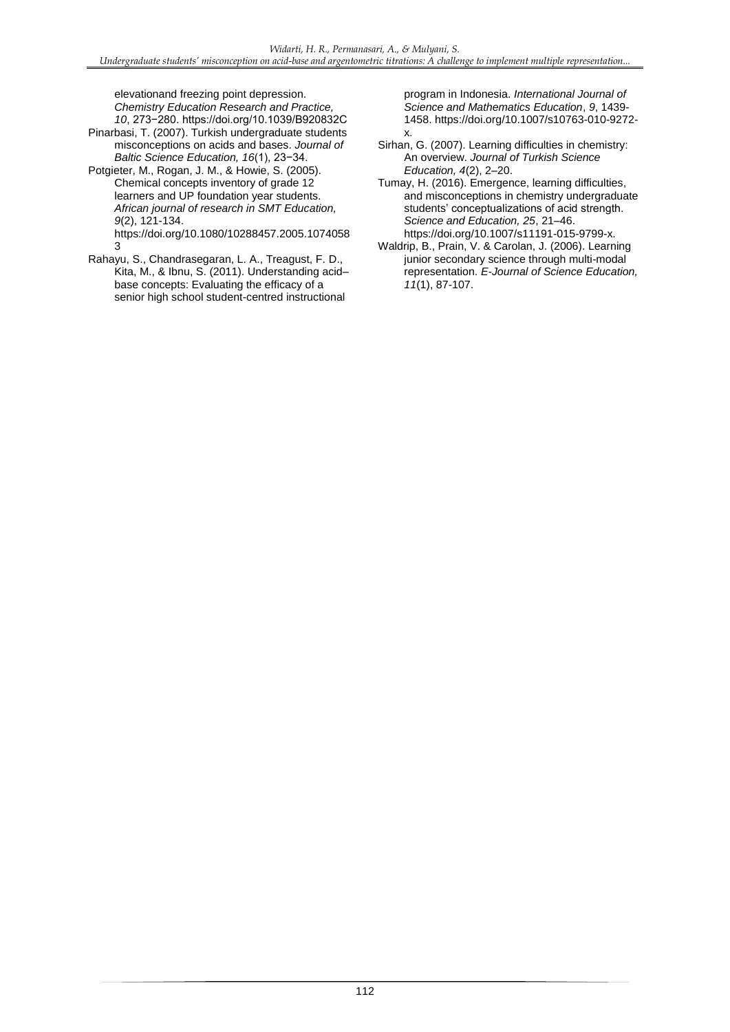elevationand freezing point depression. *Chemistry Education Research and Practice, 10*, 273−280. https://doi.org/10.1039/B920832C

Pinarbasi, T. (2007). Turkish undergraduate students misconceptions on acids and bases. *Journal of Baltic Science Education, 16*(1), 23−34.

Potgieter, M., Rogan, J. M., & Howie, S. (2005). Chemical concepts inventory of grade 12 learners and UP foundation year students. *African journal of research in SMT Education, 9*(2), 121-134. https://doi.org/10.1080/10288457.2005.10740583

Rahayu, S., Chandrasegaran, L. A., Treagust, F. D., Kita, M., & Ibnu, S. (2011). Understanding acid–base concepts: Evaluating the efficacy of a senior high school student-centred instructional program in Indonesia. *International Journal of Science and Mathematics Education*, *9*, 1439-1458. https://doi.org/10.1007/s10763-010-9272-x.

Sirhan, G. (2007). Learning difficulties in chemistry: An overview. *Journal of Turkish Science Education, 4*(2), 2–20.

Tumay, H. (2016). Emergence, learning difficulties, and misconceptions in chemistry undergraduate students' conceptualizations of acid strength. *Science and Education, 25*, 21–46. https://doi.org/10.1007/s11191-015-9799-x.

Waldrip, B., Prain, V. & Carolan, J. (2006). Learning junior secondary science through multi-modal representation. *E-Journal of Science Education, 11*(1), 87-107.